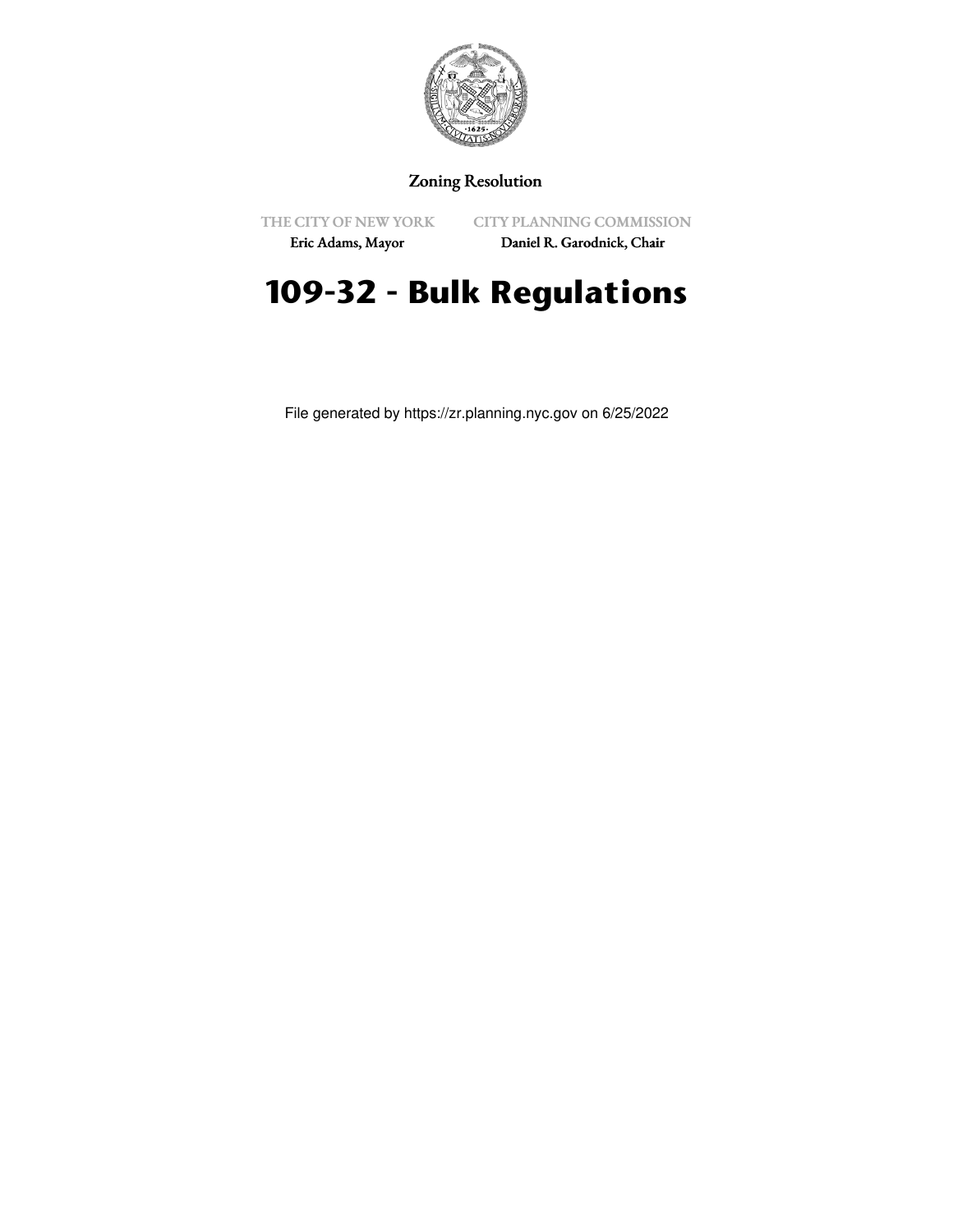Zoning Resolution

THE CITY OF NEW YORK
Eric Adams, Mayor

CITY PLANNING COMMISSION
Daniel R. Garodnick, Chair

# 109-32 - Bulk Regulations

File generated by https://zr.planning.nyc.gov on 6/25/2022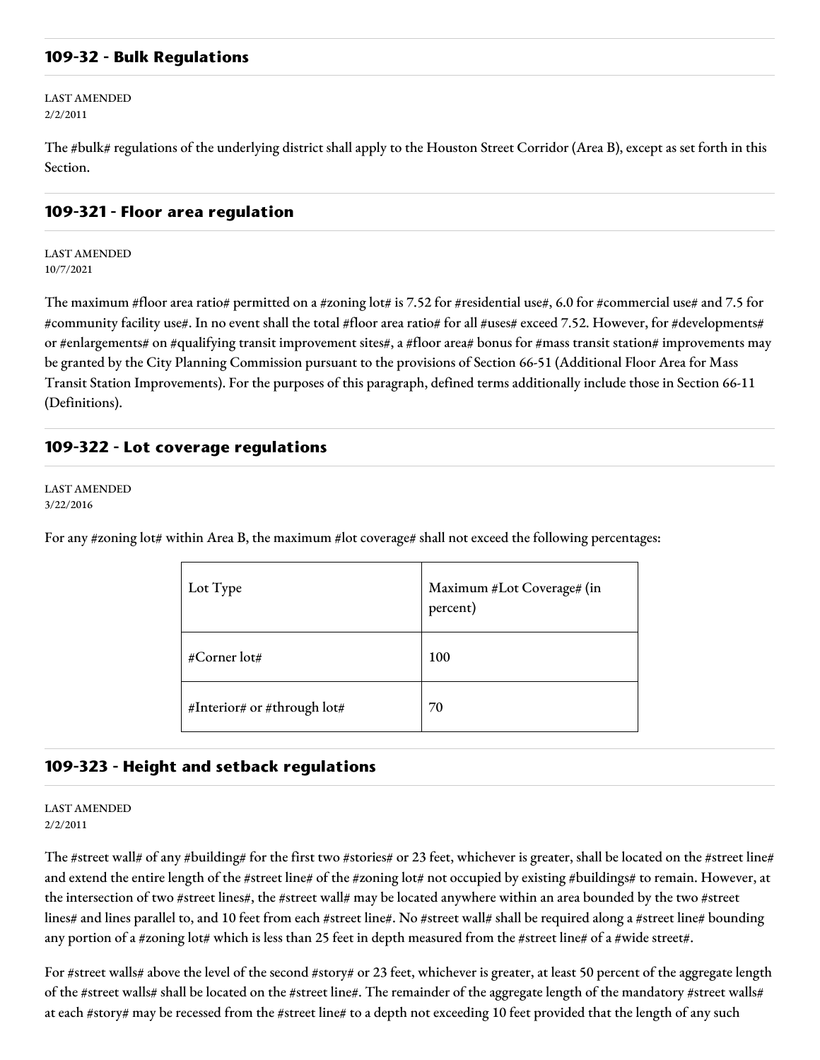## 109-32 - Bulk Regulations

LAST AMENDED
2/2/2011

The #bulk# regulations of the underlying district shall apply to the Houston Street Corridor (Area B), except as set forth in this Section.

## 109-321 - Floor area regulation

LAST AMENDED
10/7/2021

The maximum #floor area ratio# permitted on a #zoning lot# is 7.52 for #residential use#, 6.0 for #commercial use# and 7.5 for #community facility use#. In no event shall the total #floor area ratio# for all #uses# exceed 7.52. However, for #developments# or #enlargements# on #qualifying transit improvement sites#, a #floor area# bonus for #mass transit station# improvements may be granted by the City Planning Commission pursuant to the provisions of Section 66-51 (Additional Floor Area for Mass Transit Station Improvements). For the purposes of this paragraph, defined terms additionally include those in Section 66-11 (Definitions).

## 109-322 - Lot coverage regulations

LAST AMENDED
3/22/2016

For any #zoning lot# within Area B, the maximum #lot coverage# shall not exceed the following percentages:

| Lot Type | Maximum #Lot Coverage# (in percent) |
|---|---|
| #Corner lot# | 100 |
| #Interior# or #through lot# | 70 |

## 109-323 - Height and setback regulations

LAST AMENDED
2/2/2011

The #street wall# of any #building# for the first two #stories# or 23 feet, whichever is greater, shall be located on the #street line# and extend the entire length of the #street line# of the #zoning lot# not occupied by existing #buildings# to remain. However, at the intersection of two #street lines#, the #street wall# may be located anywhere within an area bounded by the two #street lines# and lines parallel to, and 10 feet from each #street line#. No #street wall# shall be required along a #street line# bounding any portion of a #zoning lot# which is less than 25 feet in depth measured from the #street line# of a #wide street#.

For #street walls# above the level of the second #story# or 23 feet, whichever is greater, at least 50 percent of the aggregate length of the #street walls# shall be located on the #street line#. The remainder of the aggregate length of the mandatory #street walls# at each #story# may be recessed from the #street line# to a depth not exceeding 10 feet provided that the length of any such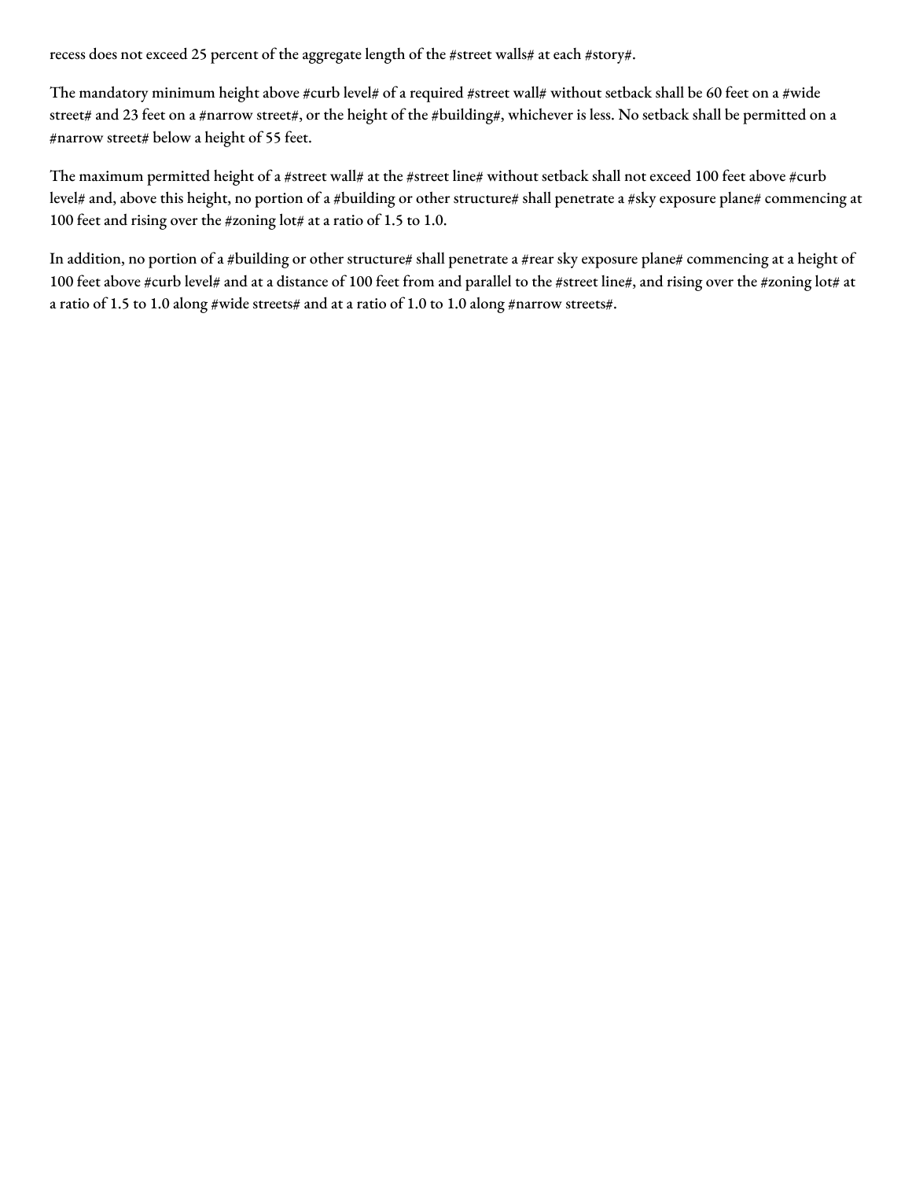recess does not exceed 25 percent of the aggregate length of the #street walls# at each #story#.

The mandatory minimum height above #curb level# of a required #street wall# without setback shall be 60 feet on a #wide street# and 23 feet on a #narrow street#, or the height of the #building#, whichever is less. No setback shall be permitted on a #narrow street# below a height of 55 feet.

The maximum permitted height of a #street wall# at the #street line# without setback shall not exceed 100 feet above #curb level# and, above this height, no portion of a #building or other structure# shall penetrate a #sky exposure plane# commencing at 100 feet and rising over the #zoning lot# at a ratio of 1.5 to 1.0.

In addition, no portion of a #building or other structure# shall penetrate a #rear sky exposure plane# commencing at a height of 100 feet above #curb level# and at a distance of 100 feet from and parallel to the #street line#, and rising over the #zoning lot# at a ratio of 1.5 to 1.0 along #wide streets# and at a ratio of 1.0 to 1.0 along #narrow streets#.